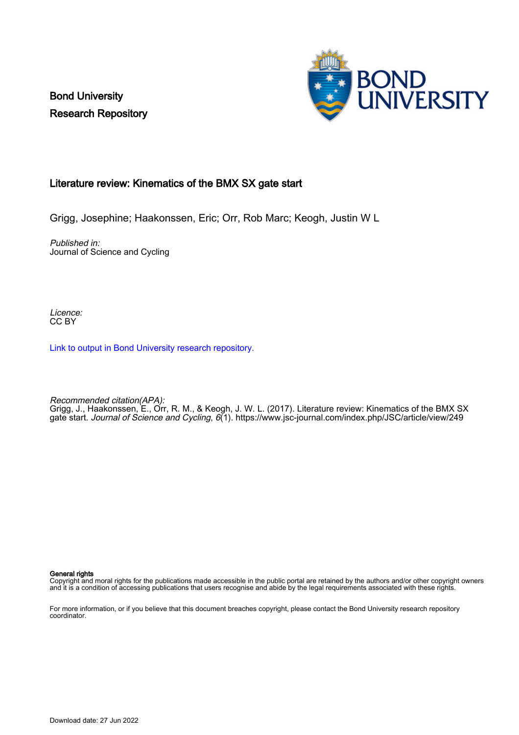Bond University
Research Repository

## Literature review: Kinematics of the BMX SX gate start

Grigg, Josephine; Haakonssen, Eric; Orr, Rob Marc; Keogh, Justin W L

*Published in:*
Journal of Science and Cycling

*Licence:*
CC BY

[Link to output in Bond University research repository.](#)

*Recommended citation(APA):*
Grigg, J., Haakonssen, E., Orr, R. M., & Keogh, J. W. L. (2017). Literature review: Kinematics of the BMX SX gate start. *Journal of Science and Cycling*, *6*(1). https://www.jsc-journal.com/index.php/JSC/article/view/249

**General rights**
Copyright and moral rights for the publications made accessible in the public portal are retained by the authors and/or other copyright owners and it is a condition of accessing publications that users recognise and abide by the legal requirements associated with these rights.

For more information, or if you believe that this document breaches copyright, please contact the Bond University research repository coordinator.

Download date: 27 Jun 2022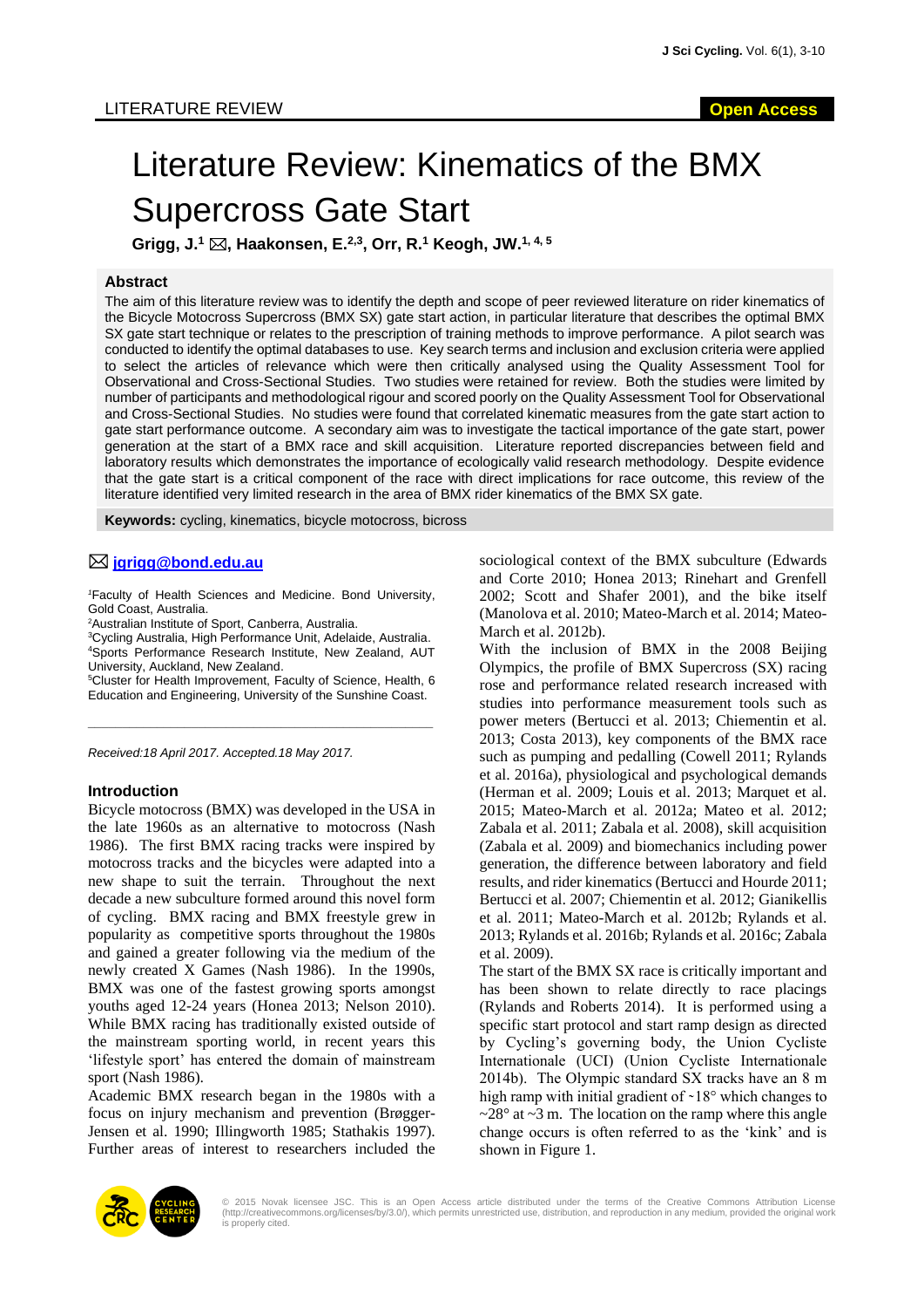LITERATURE REVIEW

**Open Access**

# Literature Review: Kinematics of the BMX Supercross Gate Start

**Grigg, J.[1] ✉, Haakonsen, E.[2,3], Orr, R.[1] Keogh, JW.[1, 4, 5]**

## Abstract

The aim of this literature review was to identify the depth and scope of peer reviewed literature on rider kinematics of the Bicycle Motocross Supercross (BMX SX) gate start action, in particular literature that describes the optimal BMX SX gate start technique or relates to the prescription of training methods to improve performance. A pilot search was conducted to identify the optimal databases to use. Key search terms and inclusion and exclusion criteria were applied to select the articles of relevance which were then critically analysed using the Quality Assessment Tool for Observational and Cross-Sectional Studies. Two studies were retained for review. Both the studies were limited by number of participants and methodological rigour and scored poorly on the Quality Assessment Tool for Observational and Cross-Sectional Studies. No studies were found that correlated kinematic measures from the gate start action to gate start performance outcome. A secondary aim was to investigate the tactical importance of the gate start, power generation at the start of a BMX race and skill acquisition. Literature reported discrepancies between field and laboratory results which demonstrates the importance of ecologically valid research methodology. Despite evidence that the gate start is a critical component of the race with direct implications for race outcome, this review of the literature identified very limited research in the area of BMX rider kinematics of the BMX SX gate.

**Keywords:** cycling, kinematics, bicycle motocross, bicross

✉ **jgrigg@bond.edu.au**

[1]Faculty of Health Sciences and Medicine. Bond University, Gold Coast, Australia.
[2]Australian Institute of Sport, Canberra, Australia.
[3]Cycling Australia, High Performance Unit, Adelaide, Australia.
[4]Sports Performance Research Institute, New Zealand, AUT University, Auckland, New Zealand.
[5]Cluster for Health Improvement, Faculty of Science, Health, 6 Education and Engineering, University of the Sunshine Coast.

*Received:18 April 2017. Accepted.18 May 2017.*

## Introduction

Bicycle motocross (BMX) was developed in the USA in the late 1960s as an alternative to motocross (Nash 1986). The first BMX racing tracks were inspired by motocross tracks and the bicycles were adapted into a new shape to suit the terrain. Throughout the next decade a new subculture formed around this novel form of cycling. BMX racing and BMX freestyle grew in popularity as competitive sports throughout the 1980s and gained a greater following via the medium of the newly created X Games (Nash 1986). In the 1990s, BMX was one of the fastest growing sports amongst youths aged 12-24 years (Honea 2013; Nelson 2010). While BMX racing has traditionally existed outside of the mainstream sporting world, in recent years this 'lifestyle sport' has entered the domain of mainstream sport (Nash 1986).

Academic BMX research began in the 1980s with a focus on injury mechanism and prevention (Brøgger-Jensen et al. 1990; Illingworth 1985; Stathakis 1997). Further areas of interest to researchers included the sociological context of the BMX subculture (Edwards and Corte 2010; Honea 2013; Rinehart and Grenfell 2002; Scott and Shafer 2001), and the bike itself (Manolova et al. 2010; Mateo-March et al. 2014; Mateo-March et al. 2012b).

With the inclusion of BMX in the 2008 Beijing Olympics, the profile of BMX Supercross (SX) racing rose and performance related research increased with studies into performance measurement tools such as power meters (Bertucci et al. 2013; Chiementin et al. 2013; Costa 2013), key components of the BMX race such as pumping and pedalling (Cowell 2011; Rylands et al. 2016a), physiological and psychological demands (Herman et al. 2009; Louis et al. 2013; Marquet et al. 2015; Mateo-March et al. 2012a; Mateo et al. 2012; Zabala et al. 2011; Zabala et al. 2008), skill acquisition (Zabala et al. 2009) and biomechanics including power generation, the difference between laboratory and field results, and rider kinematics (Bertucci and Hourde 2011; Bertucci et al. 2007; Chiementin et al. 2012; Gianikellis et al. 2011; Mateo-March et al. 2012b; Rylands et al. 2013; Rylands et al. 2016b; Rylands et al. 2016c; Zabala et al. 2009).

The start of the BMX SX race is critically important and has been shown to relate directly to race placings (Rylands and Roberts 2014). It is performed using a specific start protocol and start ramp design as directed by Cycling's governing body, the Union Cycliste Internationale (UCI) (Union Cycliste Internationale 2014b). The Olympic standard SX tracks have an 8 m high ramp with initial gradient of ~18° which changes to ~28° at ~3 m. The location on the ramp where this angle change occurs is often referred to as the 'kink' and is shown in Figure 1.

© 2015 Novak licensee JSC. This is an Open Access article distributed under the terms of the Creative Commons Attribution License (http://creativecommons.org/licenses/by/3.0/), which permits unrestricted use, distribution, and reproduction in any medium, provided the original work is properly cited.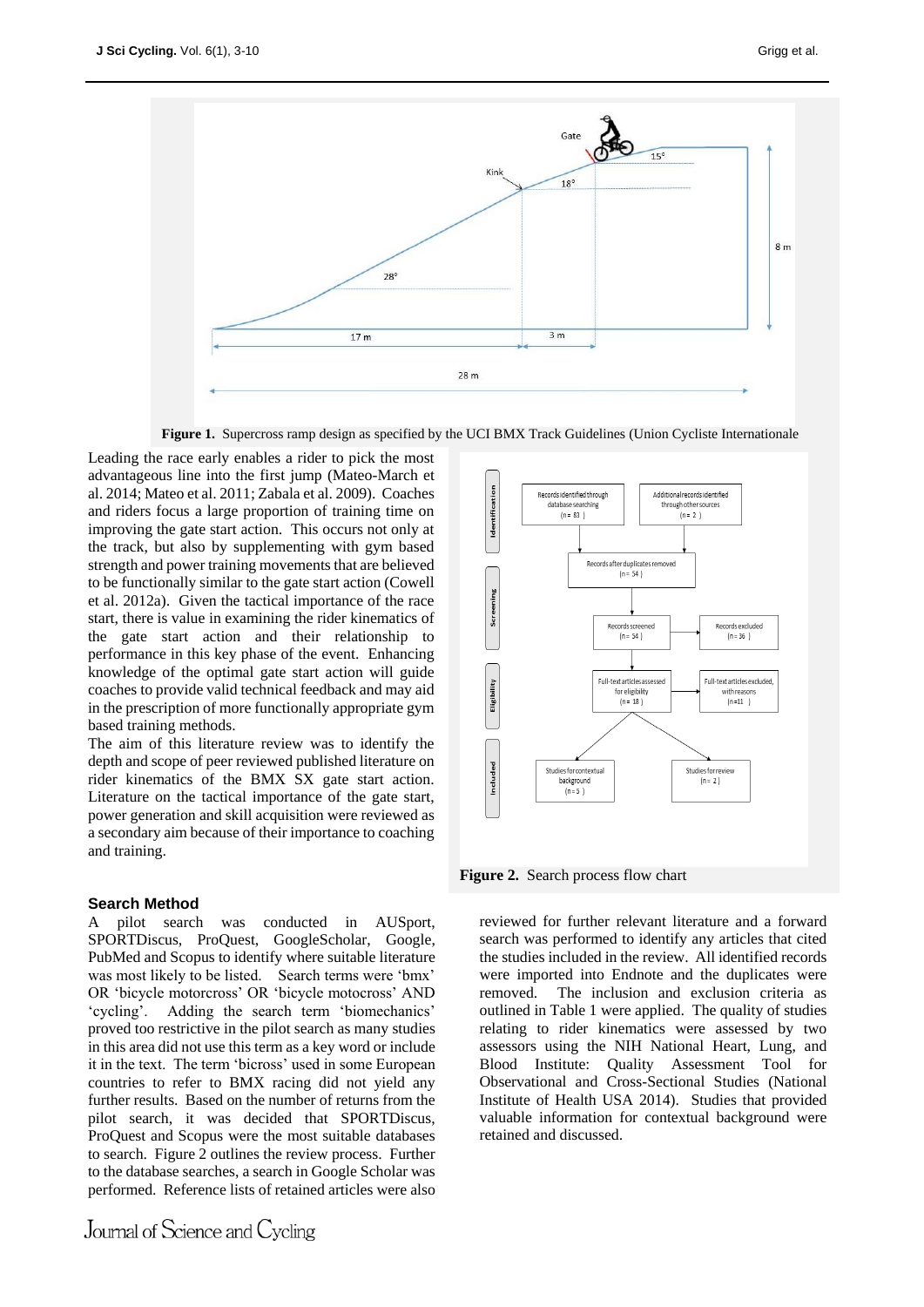**Figure 1.** Supercross ramp design as specified by the UCI BMX Track Guidelines (Union Cycliste Internationale

Leading the race early enables a rider to pick the most advantageous line into the first jump (Mateo-March et al. 2014; Mateo et al. 2011; Zabala et al. 2009). Coaches and riders focus a large proportion of training time on improving the gate start action. This occurs not only at the track, but also by supplementing with gym based strength and power training movements that are believed to be functionally similar to the gate start action (Cowell et al. 2012a). Given the tactical importance of the race start, there is value in examining the rider kinematics of the gate start action and their relationship to performance in this key phase of the event. Enhancing knowledge of the optimal gate start action will guide coaches to provide valid technical feedback and may aid in the prescription of more functionally appropriate gym based training methods.

The aim of this literature review was to identify the depth and scope of peer reviewed published literature on rider kinematics of the BMX SX gate start action. Literature on the tactical importance of the gate start, power generation and skill acquisition were reviewed as a secondary aim because of their importance to coaching and training.

**Figure 2.** Search process flow chart

### Search Method

A pilot search was conducted in AUSport, SPORTDiscus, ProQuest, GoogleScholar, Google, PubMed and Scopus to identify where suitable literature was most likely to be listed. Search terms were 'bmx' OR 'bicycle motorcross' OR 'bicycle motocross' AND 'cycling'. Adding the search term 'biomechanics' proved too restrictive in the pilot search as many studies in this area did not use this term as a key word or include it in the text. The term 'bicross' used in some European countries to refer to BMX racing did not yield any further results. Based on the number of returns from the pilot search, it was decided that SPORTDiscus, ProQuest and Scopus were the most suitable databases to search. Figure 2 outlines the review process. Further to the database searches, a search in Google Scholar was performed. Reference lists of retained articles were also reviewed for further relevant literature and a forward search was performed to identify any articles that cited the studies included in the review. All identified records were imported into Endnote and the duplicates were removed. The inclusion and exclusion criteria as outlined in Table 1 were applied. The quality of studies relating to rider kinematics were assessed by two assessors using the NIH National Heart, Lung, and Blood Institute: Quality Assessment Tool for Observational and Cross-Sectional Studies (National Institute of Health USA 2014). Studies that provided valuable information for contextual background were retained and discussed.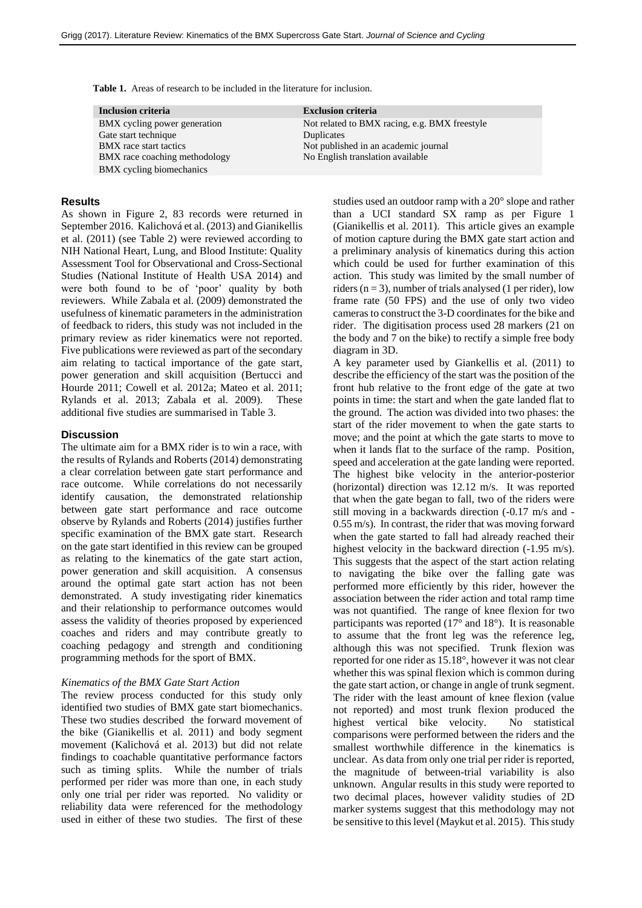**Table 1.** Areas of research to be included in the literature for inclusion.

| Inclusion criteria | Exclusion criteria |
|---|---|
| BMX cycling power generation | Not related to BMX racing, e.g. BMX freestyle |
| Gate start technique | Duplicates |
| BMX race start tactics | Not published in an academic journal |
| BMX race coaching methodology | No English translation available |
| BMX cycling biomechanics | |

## Results

As shown in Figure 2, 83 records were returned in September 2016. Kalichová et al. (2013) and Gianikellis et al. (2011) (see Table 2) were reviewed according to NIH National Heart, Lung, and Blood Institute: Quality Assessment Tool for Observational and Cross-Sectional Studies (National Institute of Health USA 2014) and were both found to be of 'poor' quality by both reviewers. While Zabala et al. (2009) demonstrated the usefulness of kinematic parameters in the administration of feedback to riders, this study was not included in the primary review as rider kinematics were not reported. Five publications were reviewed as part of the secondary aim relating to tactical importance of the gate start, power generation and skill acquisition (Bertucci and Hourde 2011; Cowell et al. 2012a; Mateo et al. 2011; Rylands et al. 2013; Zabala et al. 2009). These additional five studies are summarised in Table 3.

## Discussion

The ultimate aim for a BMX rider is to win a race, with the results of Rylands and Roberts (2014) demonstrating a clear correlation between gate start performance and race outcome. While correlations do not necessarily identify causation, the demonstrated relationship between gate start performance and race outcome observe by Rylands and Roberts (2014) justifies further specific examination of the BMX gate start. Research on the gate start identified in this review can be grouped as relating to the kinematics of the gate start action, power generation and skill acquisition. A consensus around the optimal gate start action has not been demonstrated. A study investigating rider kinematics and their relationship to performance outcomes would assess the validity of theories proposed by experienced coaches and riders and may contribute greatly to coaching pedagogy and strength and conditioning programming methods for the sport of BMX.

### *Kinematics of the BMX Gate Start Action*

The review process conducted for this study only identified two studies of BMX gate start biomechanics. These two studies described the forward movement of the bike (Gianikellis et al. 2011) and body segment movement (Kalichová et al. 2013) but did not relate findings to coachable quantitative performance factors such as timing splits. While the number of trials performed per rider was more than one, in each study only one trial per rider was reported. No validity or reliability data were referenced for the methodology used in either of these two studies. The first of these studies used an outdoor ramp with a 20° slope and rather than a UCI standard SX ramp as per Figure 1 (Gianikellis et al. 2011). This article gives an example of motion capture during the BMX gate start action and a preliminary analysis of kinematics during this action which could be used for further examination of this action. This study was limited by the small number of riders ($n = 3$), number of trials analysed (1 per rider), low frame rate (50 FPS) and the use of only two video cameras to construct the 3-D coordinates for the bike and rider. The digitisation process used 28 markers (21 on the body and 7 on the bike) to rectify a simple free body diagram in 3D.

A key parameter used by Giankellis et al. (2011) to describe the efficiency of the start was the position of the front hub relative to the front edge of the gate at two points in time: the start and when the gate landed flat to the ground. The action was divided into two phases: the start of the rider movement to when the gate starts to move; and the point at which the gate starts to move to when it lands flat to the surface of the ramp. Position, speed and acceleration at the gate landing were reported. The highest bike velocity in the anterior-posterior (horizontal) direction was 12.12 m/s. It was reported that when the gate began to fall, two of the riders were still moving in a backwards direction (-0.17 m/s and -0.55 m/s). In contrast, the rider that was moving forward when the gate started to fall had already reached their highest velocity in the backward direction (-1.95 m/s). This suggests that the aspect of the start action relating to navigating the bike over the falling gate was performed more efficiently by this rider, however the association between the rider action and total ramp time was not quantified. The range of knee flexion for two participants was reported (17° and 18°). It is reasonable to assume that the front leg was the reference leg, although this was not specified. Trunk flexion was reported for one rider as 15.18°, however it was not clear whether this was spinal flexion which is common during the gate start action, or change in angle of trunk segment. The rider with the least amount of knee flexion (value not reported) and most trunk flexion produced the highest vertical bike velocity. No statistical comparisons were performed between the riders and the smallest worthwhile difference in the kinematics is unclear. As data from only one trial per rider is reported, the magnitude of between-trial variability is also unknown. Angular results in this study were reported to two decimal places, however validity studies of 2D marker systems suggest that this methodology may not be sensitive to this level (Maykut et al. 2015). This study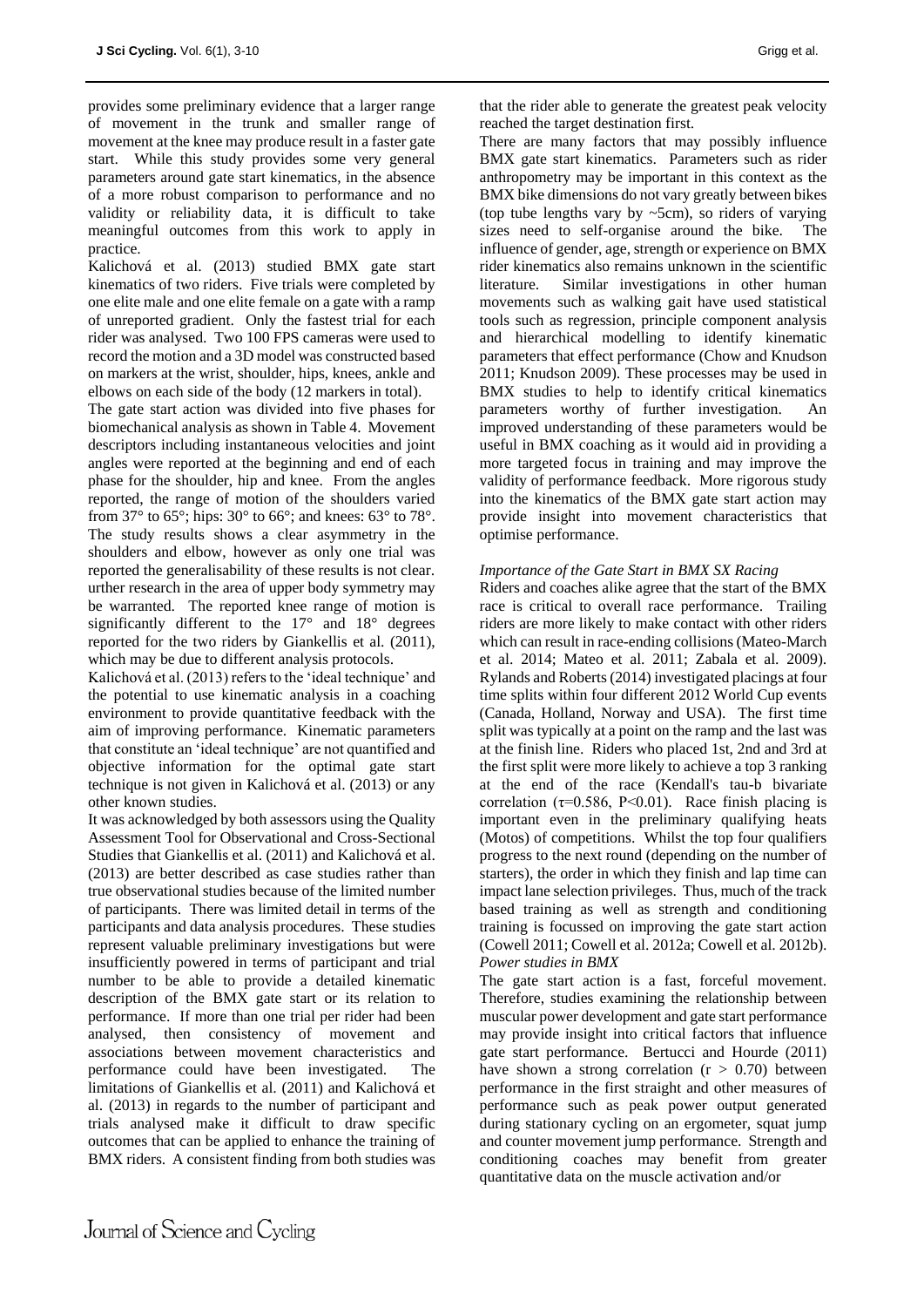provides some preliminary evidence that a larger range of movement in the trunk and smaller range of movement at the knee may produce result in a faster gate start. While this study provides some very general parameters around gate start kinematics, in the absence of a more robust comparison to performance and no validity or reliability data, it is difficult to take meaningful outcomes from this work to apply in practice.

Kalichová et al. (2013) studied BMX gate start kinematics of two riders. Five trials were completed by one elite male and one elite female on a gate with a ramp of unreported gradient. Only the fastest trial for each rider was analysed. Two 100 FPS cameras were used to record the motion and a 3D model was constructed based on markers at the wrist, shoulder, hips, knees, ankle and elbows on each side of the body (12 markers in total).

The gate start action was divided into five phases for biomechanical analysis as shown in Table 4. Movement descriptors including instantaneous velocities and joint angles were reported at the beginning and end of each phase for the shoulder, hip and knee. From the angles reported, the range of motion of the shoulders varied from 37° to 65°; hips: 30° to 66°; and knees: 63° to 78°. The study results shows a clear asymmetry in the shoulders and elbow, however as only one trial was reported the generalisability of these results is not clear. urther research in the area of upper body symmetry may be warranted. The reported knee range of motion is significantly different to the 17° and 18° degrees reported for the two riders by Giankellis et al. (2011), which may be due to different analysis protocols.

Kalichová et al. (2013) refers to the 'ideal technique' and the potential to use kinematic analysis in a coaching environment to provide quantitative feedback with the aim of improving performance. Kinematic parameters that constitute an 'ideal technique' are not quantified and objective information for the optimal gate start technique is not given in Kalichová et al. (2013) or any other known studies.

It was acknowledged by both assessors using the Quality Assessment Tool for Observational and Cross-Sectional Studies that Giankellis et al. (2011) and Kalichová et al. (2013) are better described as case studies rather than true observational studies because of the limited number of participants. There was limited detail in terms of the participants and data analysis procedures. These studies represent valuable preliminary investigations but were insufficiently powered in terms of participant and trial number to be able to provide a detailed kinematic description of the BMX gate start or its relation to performance. If more than one trial per rider had been analysed, then consistency of movement and associations between movement characteristics and performance could have been investigated. The limitations of Giankellis et al. (2011) and Kalichová et al. (2013) in regards to the number of participant and trials analysed make it difficult to draw specific outcomes that can be applied to enhance the training of BMX riders. A consistent finding from both studies was that the rider able to generate the greatest peak velocity reached the target destination first.

There are many factors that may possibly influence BMX gate start kinematics. Parameters such as rider anthropometry may be important in this context as the BMX bike dimensions do not vary greatly between bikes (top tube lengths vary by ~5cm), so riders of varying sizes need to self-organise around the bike. The influence of gender, age, strength or experience on BMX rider kinematics also remains unknown in the scientific literature. Similar investigations in other human movements such as walking gait have used statistical tools such as regression, principle component analysis and hierarchical modelling to identify kinematic parameters that effect performance (Chow and Knudson 2011; Knudson 2009). These processes may be used in BMX studies to help to identify critical kinematics parameters worthy of further investigation. An improved understanding of these parameters would be useful in BMX coaching as it would aid in providing a more targeted focus in training and may improve the validity of performance feedback. More rigorous study into the kinematics of the BMX gate start action may provide insight into movement characteristics that optimise performance.

*Importance of the Gate Start in BMX SX Racing*

Riders and coaches alike agree that the start of the BMX race is critical to overall race performance. Trailing riders are more likely to make contact with other riders which can result in race-ending collisions (Mateo-March et al. 2014; Mateo et al. 2011; Zabala et al. 2009). Rylands and Roberts (2014) investigated placings at four time splits within four different 2012 World Cup events (Canada, Holland, Norway and USA). The first time split was typically at a point on the ramp and the last was at the finish line. Riders who placed 1st, 2nd and 3rd at the first split were more likely to achieve a top 3 ranking at the end of the race (Kendall's tau-b bivariate correlation ($\tau$=0.586, $P<0.01$). Race finish placing is important even in the preliminary qualifying heats (Motos) of competitions. Whilst the top four qualifiers progress to the next round (depending on the number of starters), the order in which they finish and lap time can impact lane selection privileges. Thus, much of the track based training as well as strength and conditioning training is focussed on improving the gate start action (Cowell 2011; Cowell et al. 2012a; Cowell et al. 2012b).

*Power studies in BMX*

The gate start action is a fast, forceful movement. Therefore, studies examining the relationship between muscular power development and gate start performance may provide insight into critical factors that influence gate start performance. Bertucci and Hourde (2011) have shown a strong correlation ($r > 0.70$) between performance in the first straight and other measures of performance such as peak power output generated during stationary cycling on an ergometer, squat jump and counter movement jump performance. Strength and conditioning coaches may benefit from greater quantitative data on the muscle activation and/or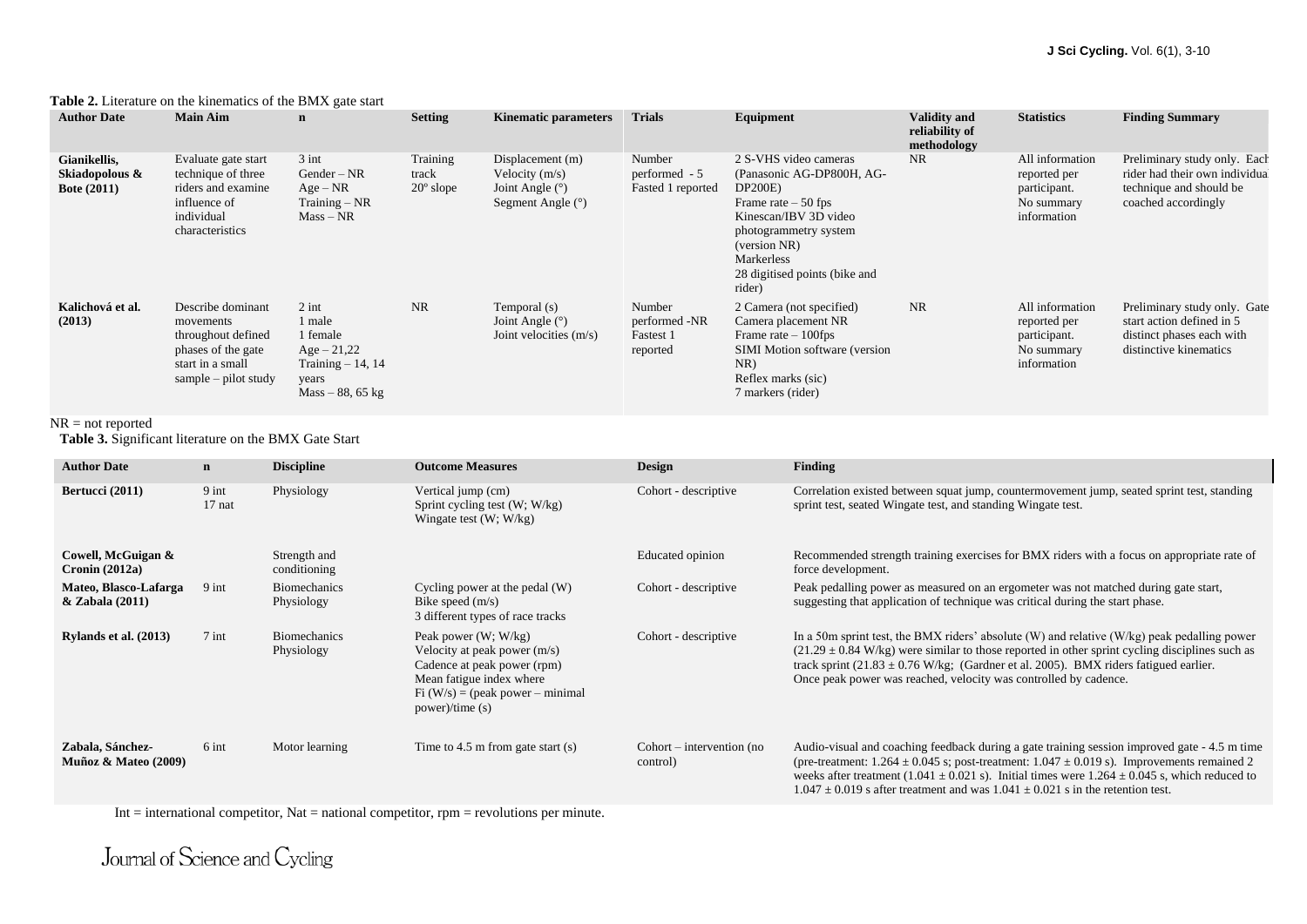**Table 2.** Literature on the kinematics of the BMX gate start

| Author Date | Main Aim | n | Setting | Kinematic parameters | Trials | Equipment | Validity and reliability of methodology | Statistics | Finding Summary |
|---|---|---|---|---|---|---|---|---|---|
| **Gianikellis, Skiadopolous & Bote (2011)** | Evaluate gate start technique of three riders and examine influence of individual characteristics | 3 int<br>Gender – NR<br>Age – NR<br>Training – NR<br>Mass – NR | Training track<br>20º slope | Displacement (m)<br>Velocity (m/s)<br>Joint Angle (°)<br>Segment Angle (°) | Number performed - 5<br>Fasted 1 reported | 2 S-VHS video cameras (Panasonic AG-DP800H, AG-DP200E)<br>Frame rate – 50 fps<br>Kinescan/IBV 3D video photogrammetry system (version NR)<br>Markerless<br>28 digitised points (bike and rider) | NR | All information reported per participant.<br>No summary information | Preliminary study only. Each rider had their own individual technique and should be coached accordingly |
| **Kalichová et al. (2013)** | Describe dominant movements throughout defined phases of the gate start in a small sample – pilot study | 2 int<br>1 male<br>1 female<br>Age – 21,22<br>Training – 14, 14 years<br>Mass – 88, 65 kg | NR | Temporal (s)<br>Joint Angle (°)<br>Joint velocities (m/s) | Number performed -NR<br>Fastest 1 reported | 2 Camera (not specified)<br>Camera placement NR<br>Frame rate – 100fps<br>SIMI Motion software (version NR)<br>Reflex marks (sic)<br>7 markers (rider) | NR | All information reported per participant.<br>No summary information | Preliminary study only. Gate start action defined in 5 distinct phases each with distinctive kinematics |

NR = not reported

**Table 3.** Significant literature on the BMX Gate Start

| Author Date | n | Discipline | Outcome Measures | Design | Finding |
|---|---|---|---|---|---|
| **Bertucci (2011)** | 9 int<br>17 nat | Physiology | Vertical jump (cm)<br>Sprint cycling test (W; W/kg)<br>Wingate test (W; W/kg) | Cohort - descriptive | Correlation existed between squat jump, countermovement jump, seated sprint test, standing sprint test, seated Wingate test, and standing Wingate test. |
| **Cowell, McGuigan & Cronin (2012a)** | | Strength and conditioning | | Educated opinion | Recommended strength training exercises for BMX riders with a focus on appropriate rate of force development. |
| **Mateo, Blasco-Lafarga & Zabala (2011)** | 9 int | Biomechanics<br>Physiology | Cycling power at the pedal (W)<br>Bike speed (m/s)<br>3 different types of race tracks | Cohort - descriptive | Peak pedalling power as measured on an ergometer was not matched during gate start, suggesting that application of technique was critical during the start phase. |
| **Rylands et al. (2013)** | 7 int | Biomechanics<br>Physiology | Peak power (W; W/kg)<br>Velocity at peak power (m/s)<br>Cadence at peak power (rpm)<br>Mean fatigue index where<br>Fi (W/s) = (peak power – minimal power)/time (s) | Cohort - descriptive | In a 50m sprint test, the BMX riders' absolute (W) and relative (W/kg) peak pedalling power (21.29 ± 0.84 W/kg) were similar to those reported in other sprint cycling disciplines such as track sprint (21.83 ± 0.76 W/kg; (Gardner et al. 2005). BMX riders fatigued earlier. Once peak power was reached, velocity was controlled by cadence. |
| **Zabala, Sánchez-Muñoz & Mateo (2009)** | 6 int | Motor learning | Time to 4.5 m from gate start (s) | Cohort – intervention (no control) | Audio-visual and coaching feedback during a gate training session improved gate - 4.5 m time (pre-treatment: 1.264 ± 0.045 s; post-treatment: 1.047 ± 0.019 s). Improvements remained 2 weeks after treatment (1.041 ± 0.021 s). Initial times were 1.264 ± 0.045 s, which reduced to 1.047 ± 0.019 s after treatment and was 1.041 ± 0.021 s in the retention test. |

Int = international competitor, Nat = national competitor, rpm = revolutions per minute.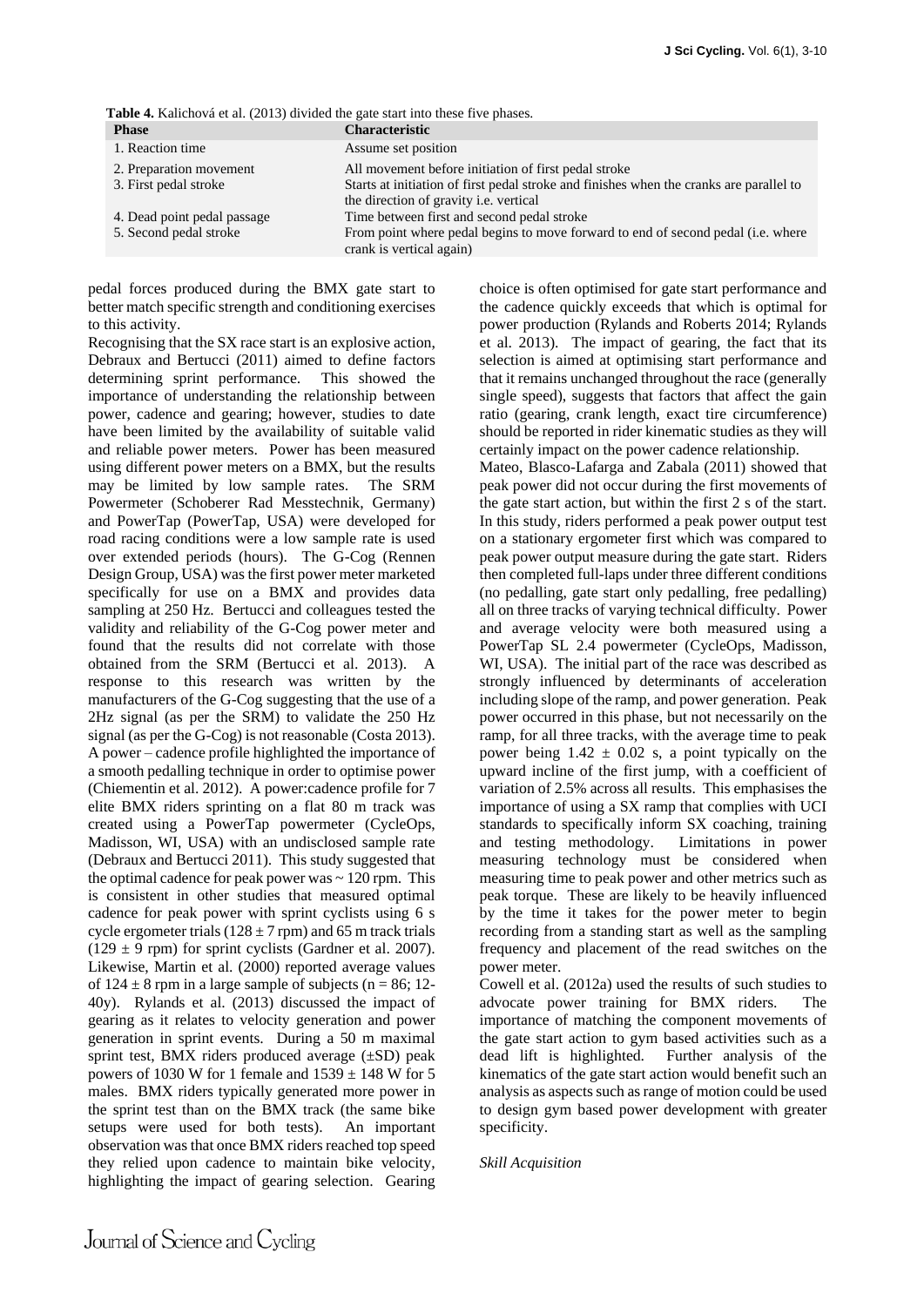**Table 4.** Kalichová et al. (2013) divided the gate start into these five phases.

| Phase | Characteristic |
|---|---|
| 1. Reaction time | Assume set position |
| 2. Preparation movement | All movement before initiation of first pedal stroke |
| 3. First pedal stroke | Starts at initiation of first pedal stroke and finishes when the cranks are parallel to the direction of gravity i.e. vertical |
| 4. Dead point pedal passage | Time between first and second pedal stroke |
| 5. Second pedal stroke | From point where pedal begins to move forward to end of second pedal (i.e. where crank is vertical again) |

pedal forces produced during the BMX gate start to better match specific strength and conditioning exercises to this activity.

Recognising that the SX race start is an explosive action, Debraux and Bertucci (2011) aimed to define factors determining sprint performance. This showed the importance of understanding the relationship between power, cadence and gearing; however, studies to date have been limited by the availability of suitable valid and reliable power meters. Power has been measured using different power meters on a BMX, but the results may be limited by low sample rates. The SRM Powermeter (Schoberer Rad Messtechnik, Germany) and PowerTap (PowerTap, USA) were developed for road racing conditions were a low sample rate is used over extended periods (hours). The G-Cog (Rennen Design Group, USA) was the first power meter marketed specifically for use on a BMX and provides data sampling at 250 Hz. Bertucci and colleagues tested the validity and reliability of the G-Cog power meter and found that the results did not correlate with those obtained from the SRM (Bertucci et al. 2013). A response to this research was written by the manufacturers of the G-Cog suggesting that the use of a 2Hz signal (as per the SRM) to validate the 250 Hz signal (as per the G-Cog) is not reasonable (Costa 2013). A power – cadence profile highlighted the importance of a smooth pedalling technique in order to optimise power (Chiementin et al. 2012). A power:cadence profile for 7 elite BMX riders sprinting on a flat 80 m track was created using a PowerTap powermeter (CycleOps, Madisson, WI, USA) with an undisclosed sample rate (Debraux and Bertucci 2011). This study suggested that the optimal cadence for peak power was ~ 120 rpm. This is consistent in other studies that measured optimal cadence for peak power with sprint cyclists using 6 s cycle ergometer trials ($128 \pm 7$ rpm) and 65 m track trials ($129 \pm 9$ rpm) for sprint cyclists (Gardner et al. 2007). Likewise, Martin et al. (2000) reported average values of $124 \pm 8$ rpm in a large sample of subjects (n = 86; 12-40y). Rylands et al. (2013) discussed the impact of gearing as it relates to velocity generation and power generation in sprint events. During a 50 m maximal sprint test, BMX riders produced average (±SD) peak powers of 1030 W for 1 female and $1539 \pm 148$ W for 5 males. BMX riders typically generated more power in the sprint test than on the BMX track (the same bike setups were used for both tests). An important observation was that once BMX riders reached top speed they relied upon cadence to maintain bike velocity, highlighting the impact of gearing selection. Gearing choice is often optimised for gate start performance and the cadence quickly exceeds that which is optimal for power production (Rylands and Roberts 2014; Rylands et al. 2013). The impact of gearing, the fact that its selection is aimed at optimising start performance and that it remains unchanged throughout the race (generally single speed), suggests that factors that affect the gain ratio (gearing, crank length, exact tire circumference) should be reported in rider kinematic studies as they will certainly impact on the power cadence relationship.

Mateo, Blasco-Lafarga and Zabala (2011) showed that peak power did not occur during the first movements of the gate start action, but within the first 2 s of the start. In this study, riders performed a peak power output test on a stationary ergometer first which was compared to peak power output measure during the gate start. Riders then completed full-laps under three different conditions (no pedalling, gate start only pedalling, free pedalling) all on three tracks of varying technical difficulty. Power and average velocity were both measured using a PowerTap SL 2.4 powermeter (CycleOps, Madisson, WI, USA). The initial part of the race was described as strongly influenced by determinants of acceleration including slope of the ramp, and power generation. Peak power occurred in this phase, but not necessarily on the ramp, for all three tracks, with the average time to peak power being $1.42 \pm 0.02$ s, a point typically on the upward incline of the first jump, with a coefficient of variation of 2.5% across all results. This emphasises the importance of using a SX ramp that complies with UCI standards to specifically inform SX coaching, training and testing methodology. Limitations in power measuring technology must be considered when measuring time to peak power and other metrics such as peak torque. These are likely to be heavily influenced by the time it takes for the power meter to begin recording from a standing start as well as the sampling frequency and placement of the read switches on the power meter.

Cowell et al. (2012a) used the results of such studies to advocate power training for BMX riders. The importance of matching the component movements of the gate start action to gym based activities such as a dead lift is highlighted. Further analysis of the kinematics of the gate start action would benefit such an analysis as aspects such as range of motion could be used to design gym based power development with greater specificity.

*Skill Acquisition*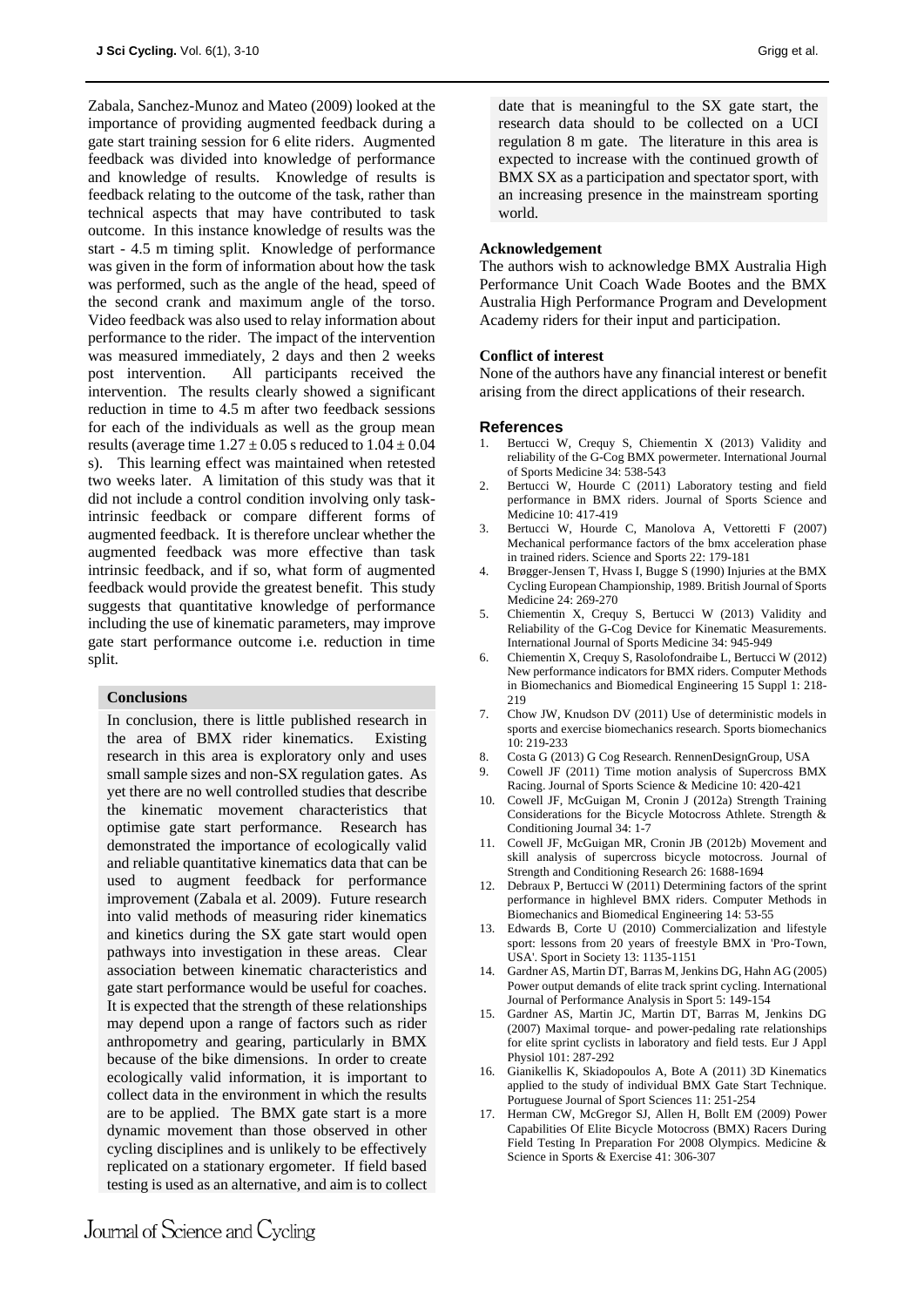Zabala, Sanchez-Munoz and Mateo (2009) looked at the importance of providing augmented feedback during a gate start training session for 6 elite riders. Augmented feedback was divided into knowledge of performance and knowledge of results. Knowledge of results is feedback relating to the outcome of the task, rather than technical aspects that may have contributed to task outcome. In this instance knowledge of results was the start - 4.5 m timing split. Knowledge of performance was given in the form of information about how the task was performed, such as the angle of the head, speed of the second crank and maximum angle of the torso. Video feedback was also used to relay information about performance to the rider. The impact of the intervention was measured immediately, 2 days and then 2 weeks post intervention. All participants received the intervention. The results clearly showed a significant reduction in time to 4.5 m after two feedback sessions for each of the individuals as well as the group mean results (average time $1.27 \pm 0.05$ s reduced to $1.04 \pm 0.04$ s). This learning effect was maintained when retested two weeks later. A limitation of this study was that it did not include a control condition involving only task-intrinsic feedback or compare different forms of augmented feedback. It is therefore unclear whether the augmented feedback was more effective than task intrinsic feedback, and if so, what form of augmented feedback would provide the greatest benefit. This study suggests that quantitative knowledge of performance including the use of kinematic parameters, may improve gate start performance outcome i.e. reduction in time split.

## Conclusions

In conclusion, there is little published research in the area of BMX rider kinematics. Existing research in this area is exploratory only and uses small sample sizes and non-SX regulation gates. As yet there are no well controlled studies that describe the kinematic movement characteristics that optimise gate start performance. Research has demonstrated the importance of ecologically valid and reliable quantitative kinematics data that can be used to augment feedback for performance improvement (Zabala et al. 2009). Future research into valid methods of measuring rider kinematics and kinetics during the SX gate start would open pathways into investigation in these areas. Clear association between kinematic characteristics and gate start performance would be useful for coaches. It is expected that the strength of these relationships may depend upon a range of factors such as rider anthropometry and gearing, particularly in BMX because of the bike dimensions. In order to create ecologically valid information, it is important to collect data in the environment in which the results are to be applied. The BMX gate start is a more dynamic movement than those observed in other cycling disciplines and is unlikely to be effectively replicated on a stationary ergometer. If field based testing is used as an alternative, and aim is to collect date that is meaningful to the SX gate start, the research data should to be collected on a UCI regulation 8 m gate. The literature in this area is expected to increase with the continued growth of BMX SX as a participation and spectator sport, with an increasing presence in the mainstream sporting world.

### Acknowledgement

The authors wish to acknowledge BMX Australia High Performance Unit Coach Wade Bootes and the BMX Australia High Performance Program and Development Academy riders for their input and participation.

### Conflict of interest

None of the authors have any financial interest or benefit arising from the direct applications of their research.

## References

1. Bertucci W, Crequy S, Chiementin X (2013) Validity and reliability of the G-Cog BMX powermeter. International Journal of Sports Medicine 34: 538-543
2. Bertucci W, Hourde C (2011) Laboratory testing and field performance in BMX riders. Journal of Sports Science and Medicine 10: 417-419
3. Bertucci W, Hourde C, Manolova A, Vettoretti F (2007) Mechanical performance factors of the bmx acceleration phase in trained riders. Science and Sports 22: 179-181
4. Brøgger-Jensen T, Hvass I, Bugge S (1990) Injuries at the BMX Cycling European Championship, 1989. British Journal of Sports Medicine 24: 269-270
5. Chiementin X, Crequy S, Bertucci W (2013) Validity and Reliability of the G-Cog Device for Kinematic Measurements. International Journal of Sports Medicine 34: 945-949
6. Chiementin X, Crequy S, Rasolofondraibe L, Bertucci W (2012) New performance indicators for BMX riders. Computer Methods in Biomechanics and Biomedical Engineering 15 Suppl 1: 218-219
7. Chow JW, Knudson DV (2011) Use of deterministic models in sports and exercise biomechanics research. Sports biomechanics 10: 219-233
8. Costa G (2013) G Cog Research. RennenDesignGroup, USA
9. Cowell JF (2011) Time motion analysis of Supercross BMX Racing. Journal of Sports Science & Medicine 10: 420-421
10. Cowell JF, McGuigan M, Cronin J (2012a) Strength Training Considerations for the Bicycle Motocross Athlete. Strength & Conditioning Journal 34: 1-7
11. Cowell JF, McGuigan MR, Cronin JB (2012b) Movement and skill analysis of supercross bicycle motocross. Journal of Strength and Conditioning Research 26: 1688-1694
12. Debraux P, Bertucci W (2011) Determining factors of the sprint performance in highlevel BMX riders. Computer Methods in Biomechanics and Biomedical Engineering 14: 53-55
13. Edwards B, Corte U (2010) Commercialization and lifestyle sport: lessons from 20 years of freestyle BMX in 'Pro-Town, USA'. Sport in Society 13: 1135-1151
14. Gardner AS, Martin DT, Barras M, Jenkins DG, Hahn AG (2005) Power output demands of elite track sprint cycling. International Journal of Performance Analysis in Sport 5: 149-154
15. Gardner AS, Martin JC, Martin DT, Barras M, Jenkins DG (2007) Maximal torque- and power-pedaling rate relationships for elite sprint cyclists in laboratory and field tests. Eur J Appl Physiol 101: 287-292
16. Gianikellis K, Skiadopoulos A, Bote A (2011) 3D Kinematics applied to the study of individual BMX Gate Start Technique. Portuguese Journal of Sport Sciences 11: 251-254
17. Herman CW, McGregor SJ, Allen H, Bollt EM (2009) Power Capabilities Of Elite Bicycle Motocross (BMX) Racers During Field Testing In Preparation For 2008 Olympics. Medicine & Science in Sports & Exercise 41: 306-307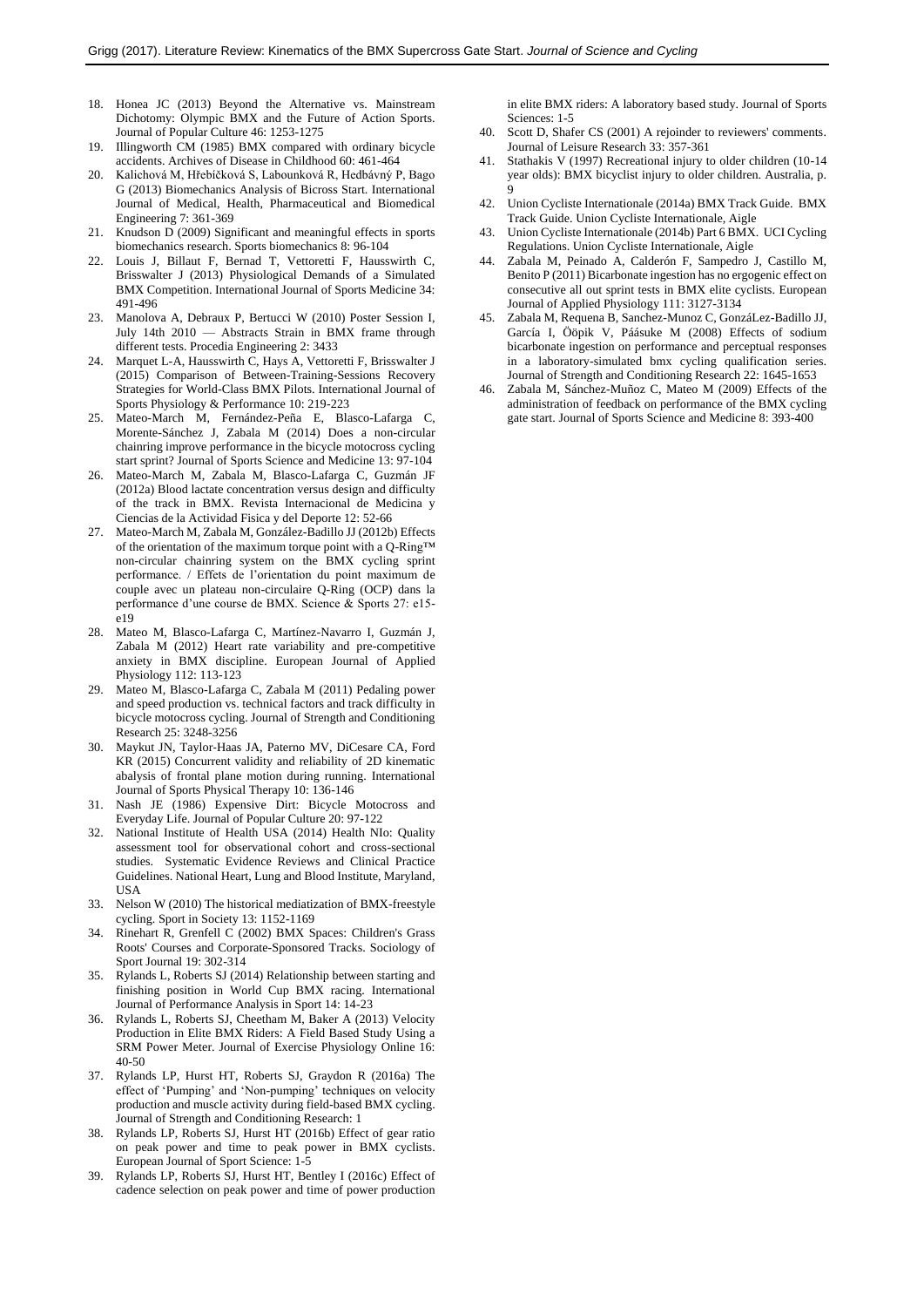18. Honea JC (2013) Beyond the Alternative vs. Mainstream Dichotomy: Olympic BMX and the Future of Action Sports. Journal of Popular Culture 46: 1253-1275
19. Illingworth CM (1985) BMX compared with ordinary bicycle accidents. Archives of Disease in Childhood 60: 461-464
20. Kalichová M, Hřebíčková S, Labounková R, Hedbávný P, Bago G (2013) Biomechanics Analysis of Bicross Start. International Journal of Medical, Health, Pharmaceutical and Biomedical Engineering 7: 361-369
21. Knudson D (2009) Significant and meaningful effects in sports biomechanics research. Sports biomechanics 8: 96-104
22. Louis J, Billaut F, Bernad T, Vettoretti F, Hausswirth C, Brisswalter J (2013) Physiological Demands of a Simulated BMX Competition. International Journal of Sports Medicine 34: 491-496
23. Manolova A, Debraux P, Bertucci W (2010) Poster Session I, July 14th 2010 — Abstracts Strain in BMX frame through different tests. Procedia Engineering 2: 3433
24. Marquet L-A, Hausswirth C, Hays A, Vettoretti F, Brisswalter J (2015) Comparison of Between-Training-Sessions Recovery Strategies for World-Class BMX Pilots. International Journal of Sports Physiology & Performance 10: 219-223
25. Mateo-March M, Fernández-Peña E, Blasco-Lafarga C, Morente-Sánchez J, Zabala M (2014) Does a non-circular chainring improve performance in the bicycle motocross cycling start sprint? Journal of Sports Science and Medicine 13: 97-104
26. Mateo-March M, Zabala M, Blasco-Lafarga C, Guzmán JF (2012a) Blood lactate concentration versus design and difficulty of the track in BMX. Revista Internacional de Medicina y Ciencias de la Actividad Fisica y del Deporte 12: 52-66
27. Mateo-March M, Zabala M, González-Badillo JJ (2012b) Effects of the orientation of the maximum torque point with a Q-Ring™ non-circular chainring system on the BMX cycling sprint performance. / Effets de l'orientation du point maximum de couple avec un plateau non-circulaire Q-Ring (OCP) dans la performance d'une course de BMX. Science & Sports 27: e15-e19
28. Mateo M, Blasco-Lafarga C, Martínez-Navarro I, Guzmán J, Zabala M (2012) Heart rate variability and pre-competitive anxiety in BMX discipline. European Journal of Applied Physiology 112: 113-123
29. Mateo M, Blasco-Lafarga C, Zabala M (2011) Pedaling power and speed production vs. technical factors and track difficulty in bicycle motocross cycling. Journal of Strength and Conditioning Research 25: 3248-3256
30. Maykut JN, Taylor-Haas JA, Paterno MV, DiCesare CA, Ford KR (2015) Concurrent validity and reliability of 2D kinematic abalysis of frontal plane motion during running. International Journal of Sports Physical Therapy 10: 136-146
31. Nash JE (1986) Expensive Dirt: Bicycle Motocross and Everyday Life. Journal of Popular Culture 20: 97-122
32. National Institute of Health USA (2014) Health NIo: Quality assessment tool for observational cohort and cross-sectional studies. Systematic Evidence Reviews and Clinical Practice Guidelines. National Heart, Lung and Blood Institute, Maryland, USA
33. Nelson W (2010) The historical mediatization of BMX-freestyle cycling. Sport in Society 13: 1152-1169
34. Rinehart R, Grenfell C (2002) BMX Spaces: Children's Grass Roots' Courses and Corporate-Sponsored Tracks. Sociology of Sport Journal 19: 302-314
35. Rylands L, Roberts SJ (2014) Relationship between starting and finishing position in World Cup BMX racing. International Journal of Performance Analysis in Sport 14: 14-23
36. Rylands L, Roberts SJ, Cheetham M, Baker A (2013) Velocity Production in Elite BMX Riders: A Field Based Study Using a SRM Power Meter. Journal of Exercise Physiology Online 16: 40-50
37. Rylands LP, Hurst HT, Roberts SJ, Graydon R (2016a) The effect of 'Pumping' and 'Non-pumping' techniques on velocity production and muscle activity during field-based BMX cycling. Journal of Strength and Conditioning Research: 1
38. Rylands LP, Roberts SJ, Hurst HT (2016b) Effect of gear ratio on peak power and time to peak power in BMX cyclists. European Journal of Sport Science: 1-5
39. Rylands LP, Roberts SJ, Hurst HT, Bentley I (2016c) Effect of cadence selection on peak power and time of power production in elite BMX riders: A laboratory based study. Journal of Sports Sciences: 1-5
40. Scott D, Shafer CS (2001) A rejoinder to reviewers' comments. Journal of Leisure Research 33: 357-361
41. Stathakis V (1997) Recreational injury to older children (10-14 year olds): BMX bicyclist injury to older children. Australia, p. 9
42. Union Cycliste Internationale (2014a) BMX Track Guide. BMX Track Guide. Union Cycliste Internationale, Aigle
43. Union Cycliste Internationale (2014b) Part 6 BMX. UCI Cycling Regulations. Union Cycliste Internationale, Aigle
44. Zabala M, Peinado A, Calderón F, Sampedro J, Castillo M, Benito P (2011) Bicarbonate ingestion has no ergogenic effect on consecutive all out sprint tests in BMX elite cyclists. European Journal of Applied Physiology 111: 3127-3134
45. Zabala M, Requena B, Sanchez-Munoz C, GonzáLez-Badillo JJ, García I, Ööpik V, Páásuke M (2008) Effects of sodium bicarbonate ingestion on performance and perceptual responses in a laboratory-simulated bmx cycling qualification series. Journal of Strength and Conditioning Research 22: 1645-1653
46. Zabala M, Sánchez-Muñoz C, Mateo M (2009) Effects of the administration of feedback on performance of the BMX cycling gate start. Journal of Sports Science and Medicine 8: 393-400